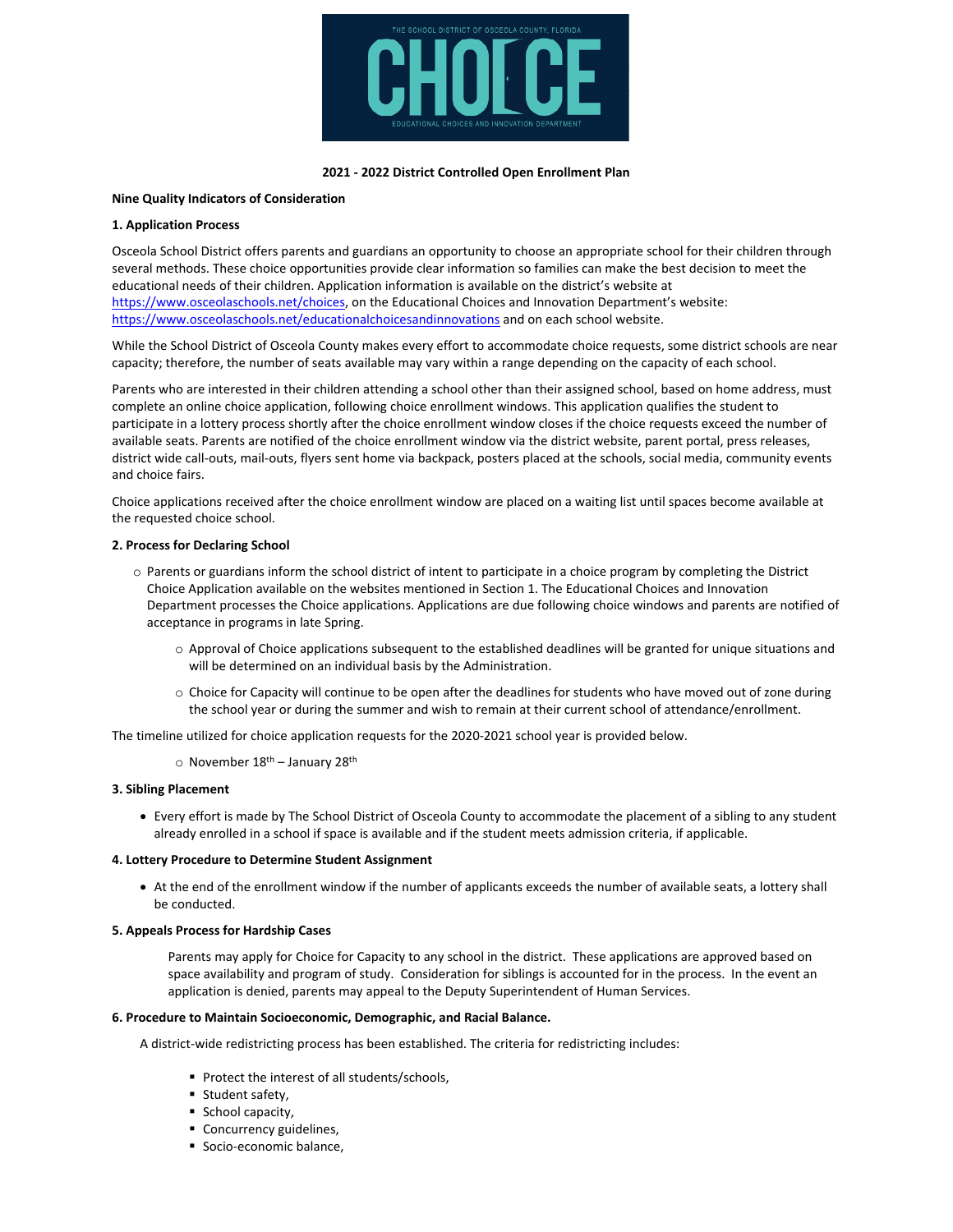THE SCHOOL DISTRICT OF OSCEOLA COUNTY, FLORIDA

CHOICE

EDUCATIONAL CHOICES AND INNOVATION DEPARTMENT

**2021 - 2022 District Controlled Open Enrollment Plan**

**Nine Quality Indicators of Consideration**

**1. Application Process**

Osceola School District offers parents and guardians an opportunity to choose an appropriate school for their children through several methods. These choice opportunities provide clear information so families can make the best decision to meet the educational needs of their children. Application information is available on the district's website at https://www.osceolaschools.net/choices, on the Educational Choices and Innovation Department's website: https://www.osceolaschools.net/educationalchoicesandinnovations and on each school website.

While the School District of Osceola County makes every effort to accommodate choice requests, some district schools are near capacity; therefore, the number of seats available may vary within a range depending on the capacity of each school.

Parents who are interested in their children attending a school other than their assigned school, based on home address, must complete an online choice application, following choice enrollment windows. This application qualifies the student to participate in a lottery process shortly after the choice enrollment window closes if the choice requests exceed the number of available seats. Parents are notified of the choice enrollment window via the district website, parent portal, press releases, district wide call-outs, mail-outs, flyers sent home via backpack, posters placed at the schools, social media, community events and choice fairs.

Choice applications received after the choice enrollment window are placed on a waiting list until spaces become available at the requested choice school.

**2. Process for Declaring School**

- Parents or guardians inform the school district of intent to participate in a choice program by completing the District Choice Application available on the websites mentioned in Section 1. The Educational Choices and Innovation Department processes the Choice applications. Applications are due following choice windows and parents are notified of acceptance in programs in late Spring.
  - Approval of Choice applications subsequent to the established deadlines will be granted for unique situations and will be determined on an individual basis by the Administration.
  - Choice for Capacity will continue to be open after the deadlines for students who have moved out of zone during the school year or during the summer and wish to remain at their current school of attendance/enrollment.

The timeline utilized for choice application requests for the 2020-2021 school year is provided below.

- November 18th – January 28th

**3. Sibling Placement**

- Every effort is made by The School District of Osceola County to accommodate the placement of a sibling to any student already enrolled in a school if space is available and if the student meets admission criteria, if applicable.

**4. Lottery Procedure to Determine Student Assignment**

- At the end of the enrollment window if the number of applicants exceeds the number of available seats, a lottery shall be conducted.

**5. Appeals Process for Hardship Cases**

Parents may apply for Choice for Capacity to any school in the district. These applications are approved based on space availability and program of study. Consideration for siblings is accounted for in the process. In the event an application is denied, parents may appeal to the Deputy Superintendent of Human Services.

**6. Procedure to Maintain Socioeconomic, Demographic, and Racial Balance.**

A district-wide redistricting process has been established. The criteria for redistricting includes:

- Protect the interest of all students/schools,
- Student safety,
- School capacity,
- Concurrency guidelines,
- Socio-economic balance,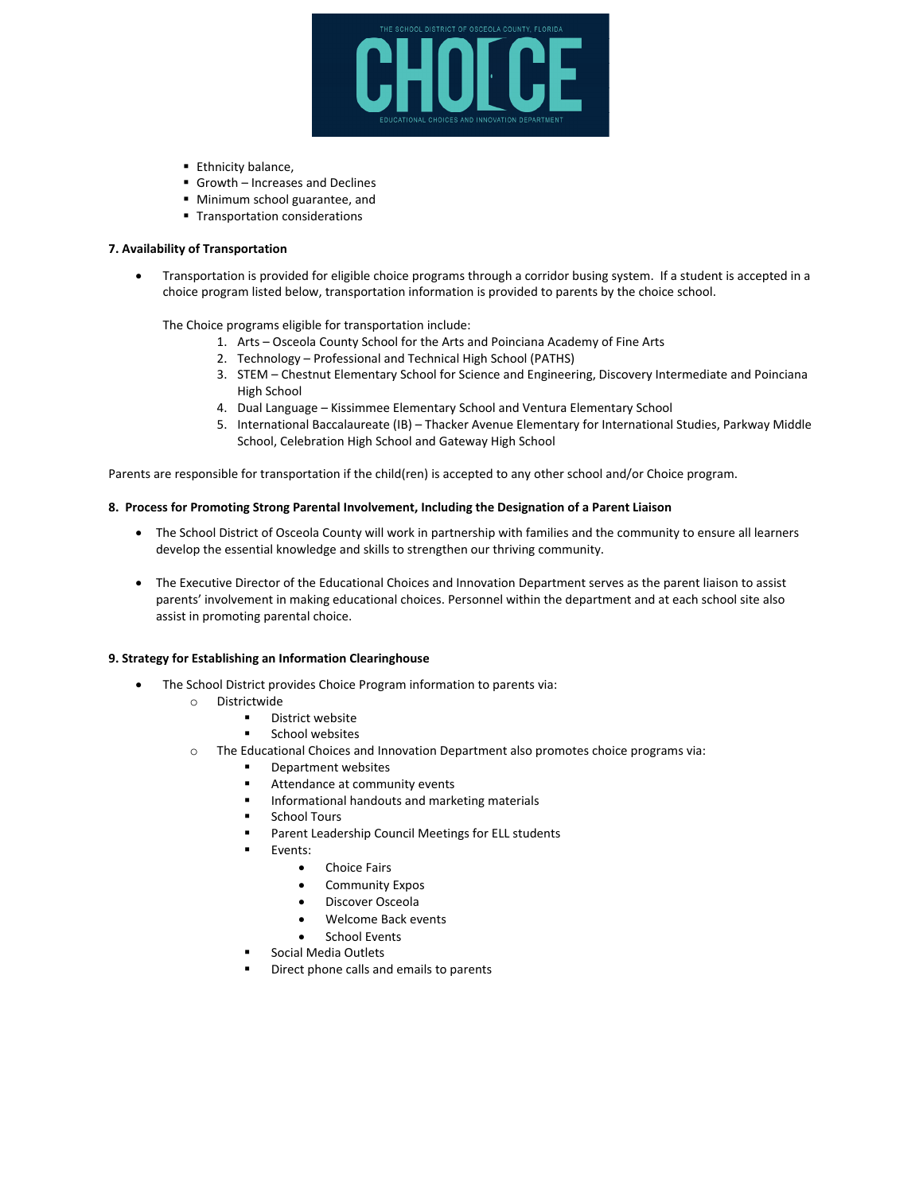- Ethnicity balance,
- Growth – Increases and Declines
- Minimum school guarantee, and
- Transportation considerations

**7. Availability of Transportation**

- Transportation is provided for eligible choice programs through a corridor busing system. If a student is accepted in a choice program listed below, transportation information is provided to parents by the choice school.

  The Choice programs eligible for transportation include:
  1. Arts – Osceola County School for the Arts and Poinciana Academy of Fine Arts
  2. Technology – Professional and Technical High School (PATHS)
  3. STEM – Chestnut Elementary School for Science and Engineering, Discovery Intermediate and Poinciana High School
  4. Dual Language – Kissimmee Elementary School and Ventura Elementary School
  5. International Baccalaureate (IB) – Thacker Avenue Elementary for International Studies, Parkway Middle School, Celebration High School and Gateway High School

Parents are responsible for transportation if the child(ren) is accepted to any other school and/or Choice program.

**8. Process for Promoting Strong Parental Involvement, Including the Designation of a Parent Liaison**

- The School District of Osceola County will work in partnership with families and the community to ensure all learners develop the essential knowledge and skills to strengthen our thriving community.

- The Executive Director of the Educational Choices and Innovation Department serves as the parent liaison to assist parents' involvement in making educational choices. Personnel within the department and at each school site also assist in promoting parental choice.

**9. Strategy for Establishing an Information Clearinghouse**

- The School District provides Choice Program information to parents via:
  - Districtwide
    - District website
    - School websites
  - The Educational Choices and Innovation Department also promotes choice programs via:
    - Department websites
    - Attendance at community events
    - Informational handouts and marketing materials
    - School Tours
    - Parent Leadership Council Meetings for ELL students
    - Events:
      - Choice Fairs
      - Community Expos
      - Discover Osceola
      - Welcome Back events
      - School Events
    - Social Media Outlets
    - Direct phone calls and emails to parents